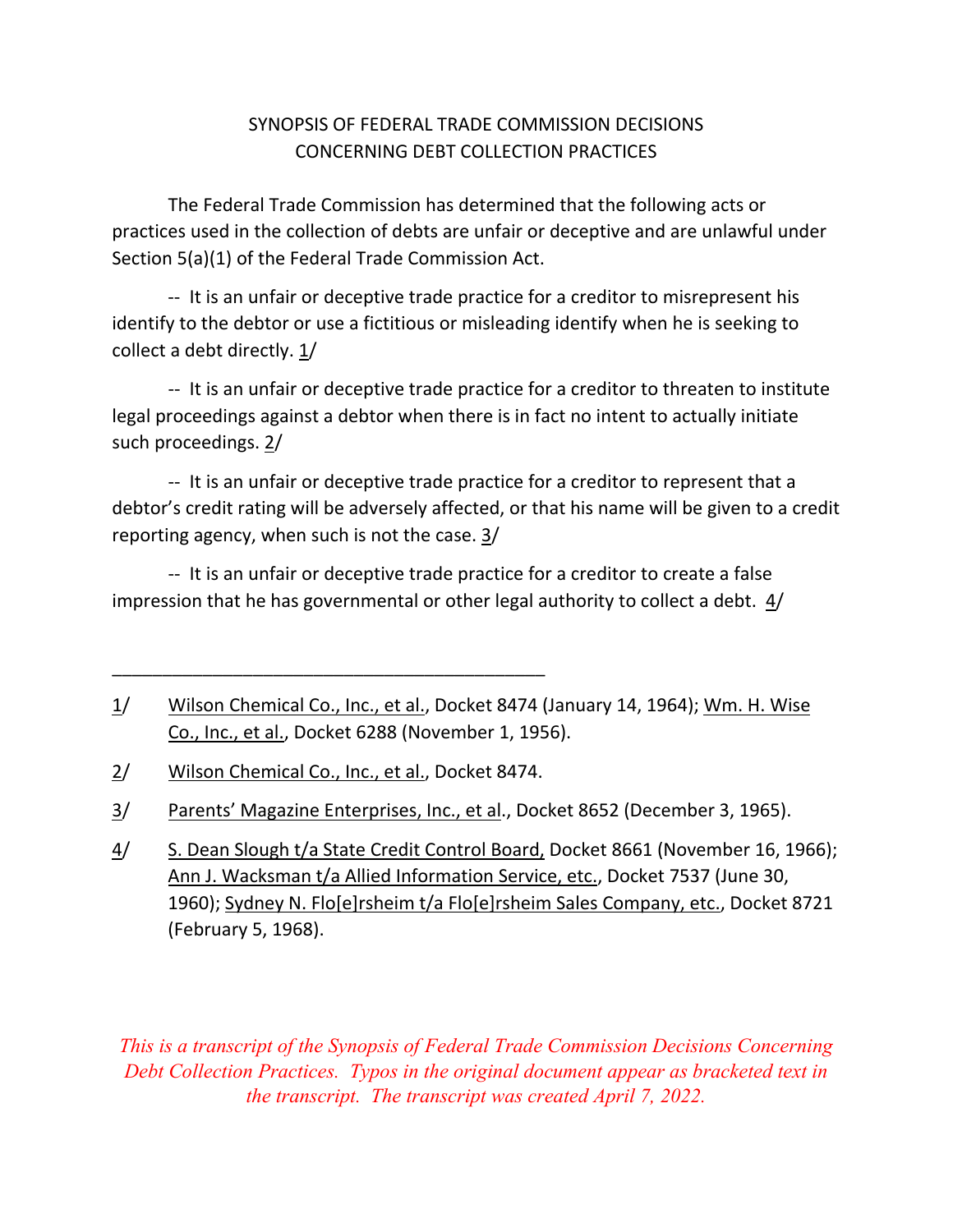# SYNOPSIS OF FEDERAL TRADE COMMISSION DECISIONS CONCERNING DEBT COLLECTION PRACTICES

The Federal Trade Commission has determined that the following acts or practices used in the collection of debts are unfair or deceptive and are unlawful under Section 5(a)(1) of the Federal Trade Commission Act.

-- It is an unfair or deceptive trade practice for a creditor to misrepresent his identify to the debtor or use a fictitious or misleading identify when he is seeking to collect a debt directly. 1/

-- It is an unfair or deceptive trade practice for a creditor to threaten to institute legal proceedings against a debtor when there is in fact no intent to actually initiate such proceedings. 2/

-- It is an unfair or deceptive trade practice for a creditor to represent that a debtor's credit rating will be adversely affected, or that his name will be given to a credit reporting agency, when such is not the case. 3/

-- It is an unfair or deceptive trade practice for a creditor to create a false impression that he has governmental or other legal authority to collect a debt. 4/

---

1/ Wilson Chemical Co., Inc., et al., Docket 8474 (January 14, 1964); Wm. H. Wise Co., Inc., et al., Docket 6288 (November 1, 1956).

2/ Wilson Chemical Co., Inc., et al., Docket 8474.

3/ Parents' Magazine Enterprises, Inc., et al., Docket 8652 (December 3, 1965).

4/ S. Dean Slough t/a State Credit Control Board, Docket 8661 (November 16, 1966); Ann J. Wacksman t/a Allied Information Service, etc., Docket 7537 (June 30, 1960); Sydney N. Flo[e]rsheim t/a Flo[e]rsheim Sales Company, etc., Docket 8721 (February 5, 1968).

*This is a transcript of the Synopsis of Federal Trade Commission Decisions Concerning Debt Collection Practices. Typos in the original document appear as bracketed text in the transcript. The transcript was created April 7, 2022.*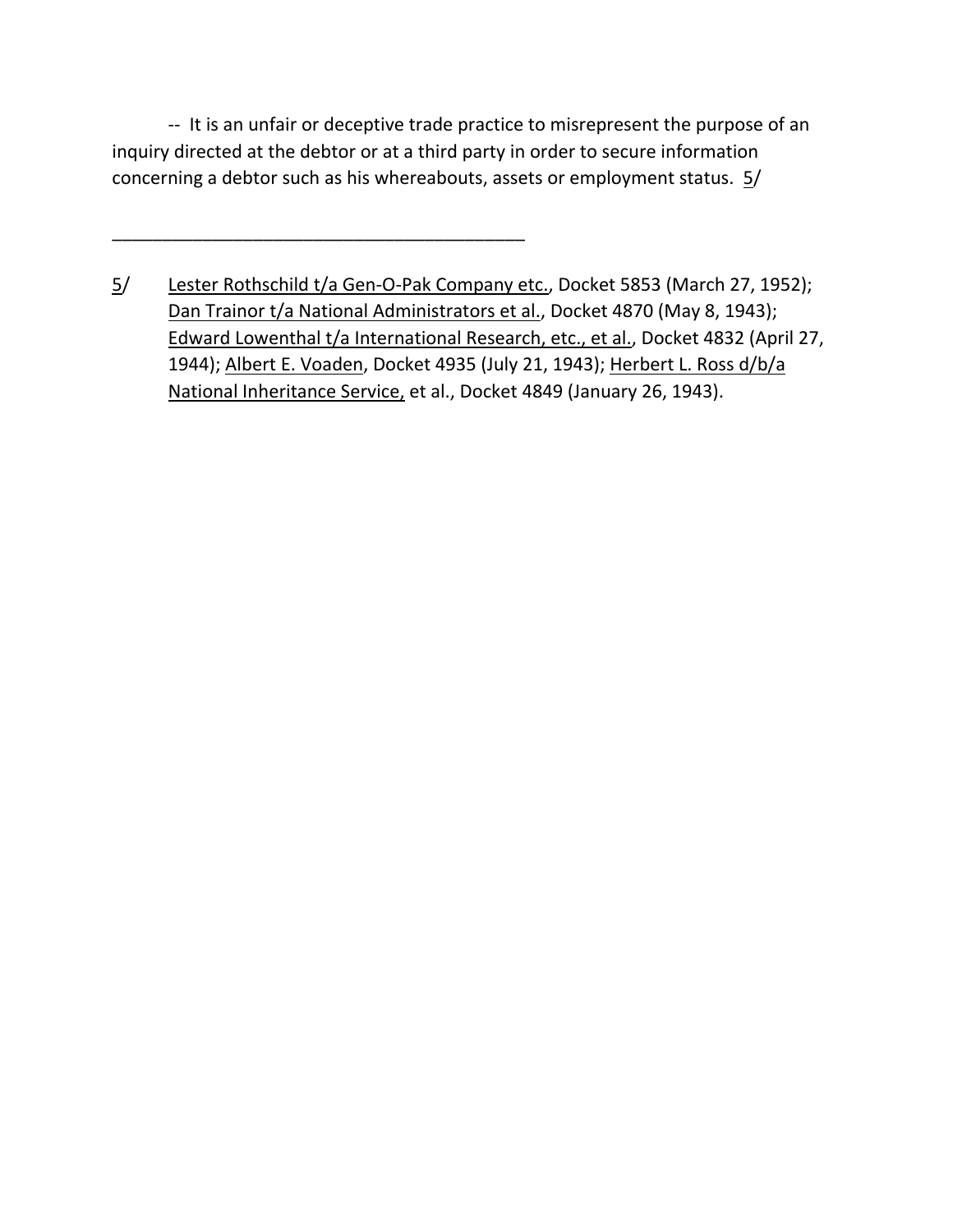-- It is an unfair or deceptive trade practice to misrepresent the purpose of an inquiry directed at the debtor or at a third party in order to secure information concerning a debtor such as his whereabouts, assets or employment status. 5/

---

5/ Lester Rothschild t/a Gen-O-Pak Company etc., Docket 5853 (March 27, 1952); Dan Trainor t/a National Administrators et al., Docket 4870 (May 8, 1943); Edward Lowenthal t/a International Research, etc., et al., Docket 4832 (April 27, 1944); Albert E. Voaden, Docket 4935 (July 21, 1943); Herbert L. Ross d/b/a National Inheritance Service, et al., Docket 4849 (January 26, 1943).